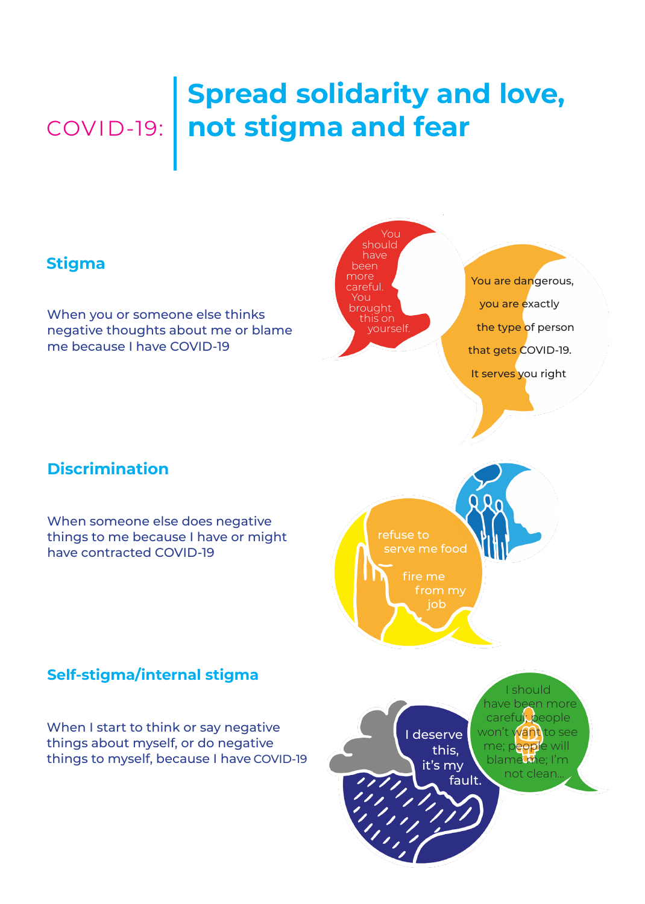# COVID-19: Spread solidarity and love, not stigma and fear

## Stigma

When you or someone else thinks negative thoughts about me or blame me because I have COVID-19

You should have been more careful. You brought this on yourself.

You are dangerous, you are exactly the type of person that gets COVID-19. It serves you right

## Discrimination

When someone else does negative things to me because I have or might have contracted COVID-19

refuse to serve me food

fire me from my job

## Self-stigma/internal stigma

When I start to think or say negative things about myself, or do negative things to myself, because I have COVID-19

I deserve this, it's my fault.

I should have been more careful; people won't want to see me; people will blame me; I'm not clean...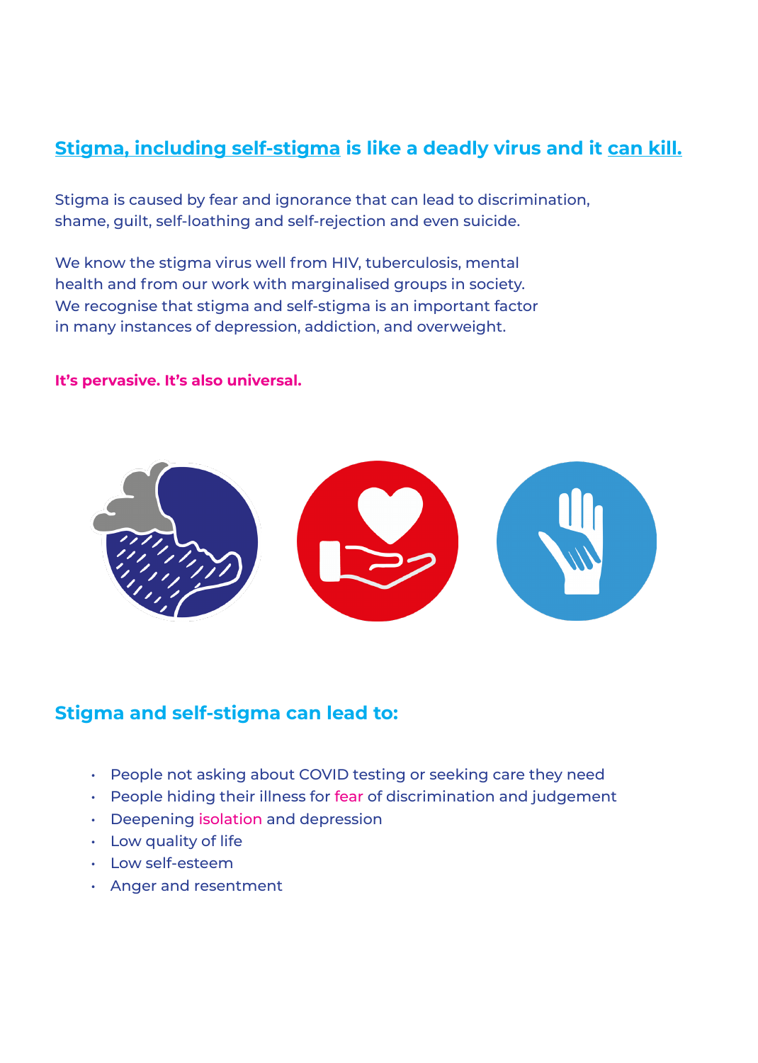## Stigma, including self-stigma is like a deadly virus and it can kill.

Stigma is caused by fear and ignorance that can lead to discrimination, shame, guilt, self-loathing and self-rejection and even suicide.

We know the stigma virus well from HIV, tuberculosis, mental health and from our work with marginalised groups in society. We recognise that stigma and self-stigma is an important factor in many instances of depression, addiction, and overweight.

**It's pervasive. It's also universal.**

## Stigma and self-stigma can lead to:

- People not asking about COVID testing or seeking care they need
- People hiding their illness for fear of discrimination and judgement
- Deepening isolation and depression
- Low quality of life
- Low self-esteem
- Anger and resentment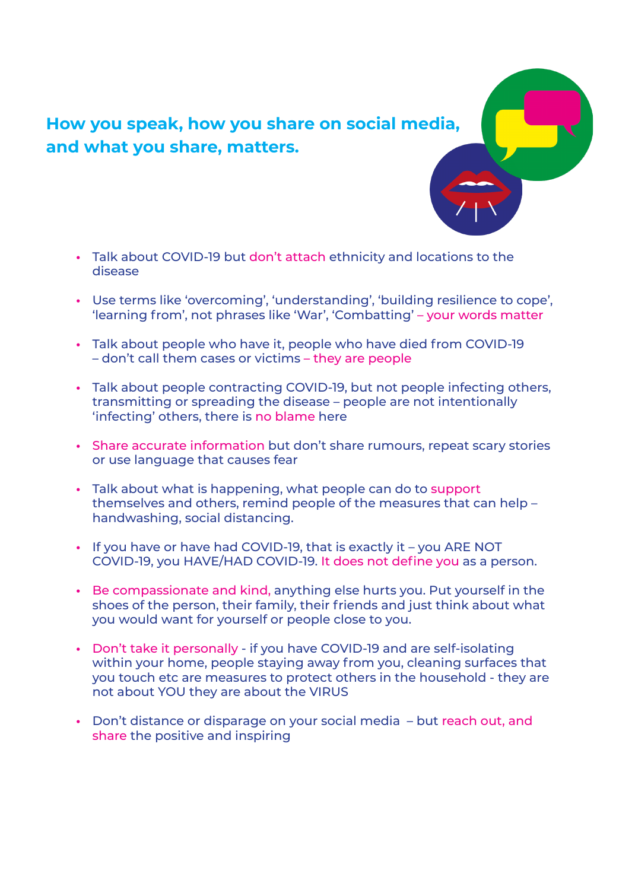## How you speak, how you share on social media, and what you share, matters.

- Talk about COVID-19 but don't attach ethnicity and locations to the disease
- Use terms like 'overcoming', 'understanding', 'building resilience to cope', 'learning from', not phrases like 'War', 'Combatting' – your words matter
- Talk about people who have it, people who have died from COVID-19 – don't call them cases or victims – they are people
- Talk about people contracting COVID-19, but not people infecting others, transmitting or spreading the disease – people are not intentionally 'infecting' others, there is no blame here
- Share accurate information but don't share rumours, repeat scary stories or use language that causes fear
- Talk about what is happening, what people can do to support themselves and others, remind people of the measures that can help – handwashing, social distancing.
- If you have or have had COVID-19, that is exactly it – you ARE NOT COVID-19, you HAVE/HAD COVID-19. It does not define you as a person.
- Be compassionate and kind, anything else hurts you. Put yourself in the shoes of the person, their family, their friends and just think about what you would want for yourself or people close to you.
- Don't take it personally - if you have COVID-19 and are self-isolating within your home, people staying away from you, cleaning surfaces that you touch etc are measures to protect others in the household - they are not about YOU they are about the VIRUS
- Don't distance or disparage on your social media – but reach out, and share the positive and inspiring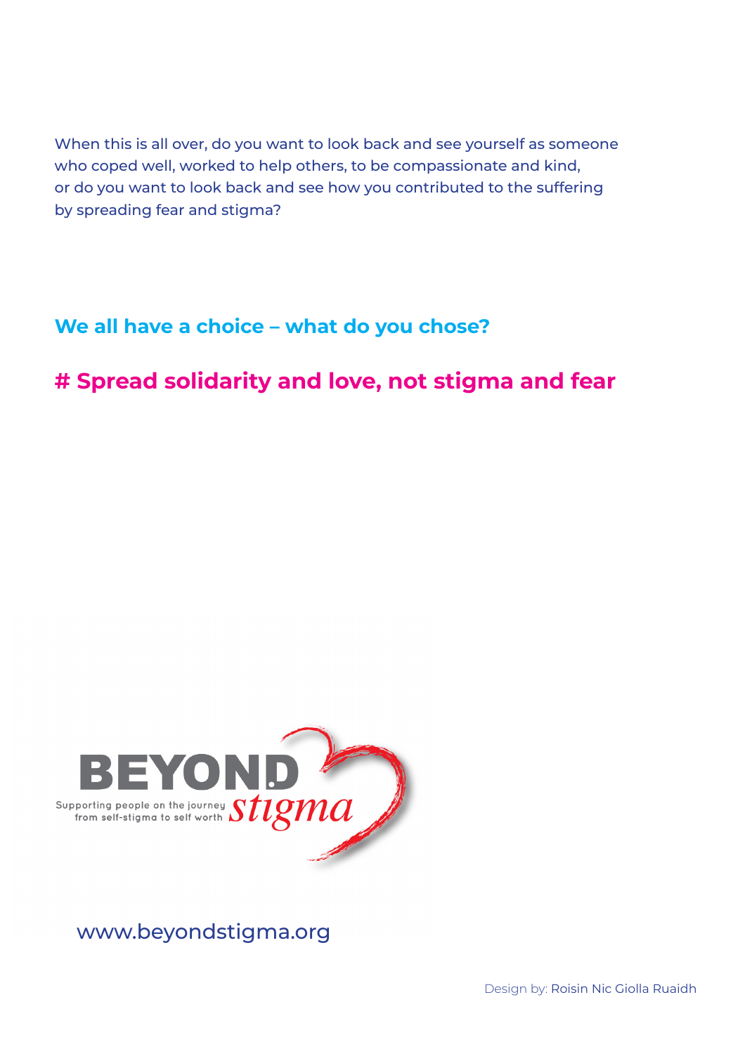When this is all over, do you want to look back and see yourself as someone who coped well, worked to help others, to be compassionate and kind, or do you want to look back and see how you contributed to the suffering by spreading fear and stigma?

**We all have a choice – what do you chose?**

**# Spread solidarity and love, not stigma and fear**

BEYOND stigma

Supporting people on the journey from self-stigma to self worth

www.beyondstigma.org

Design by: Roisin Nic Giolla Ruaidh